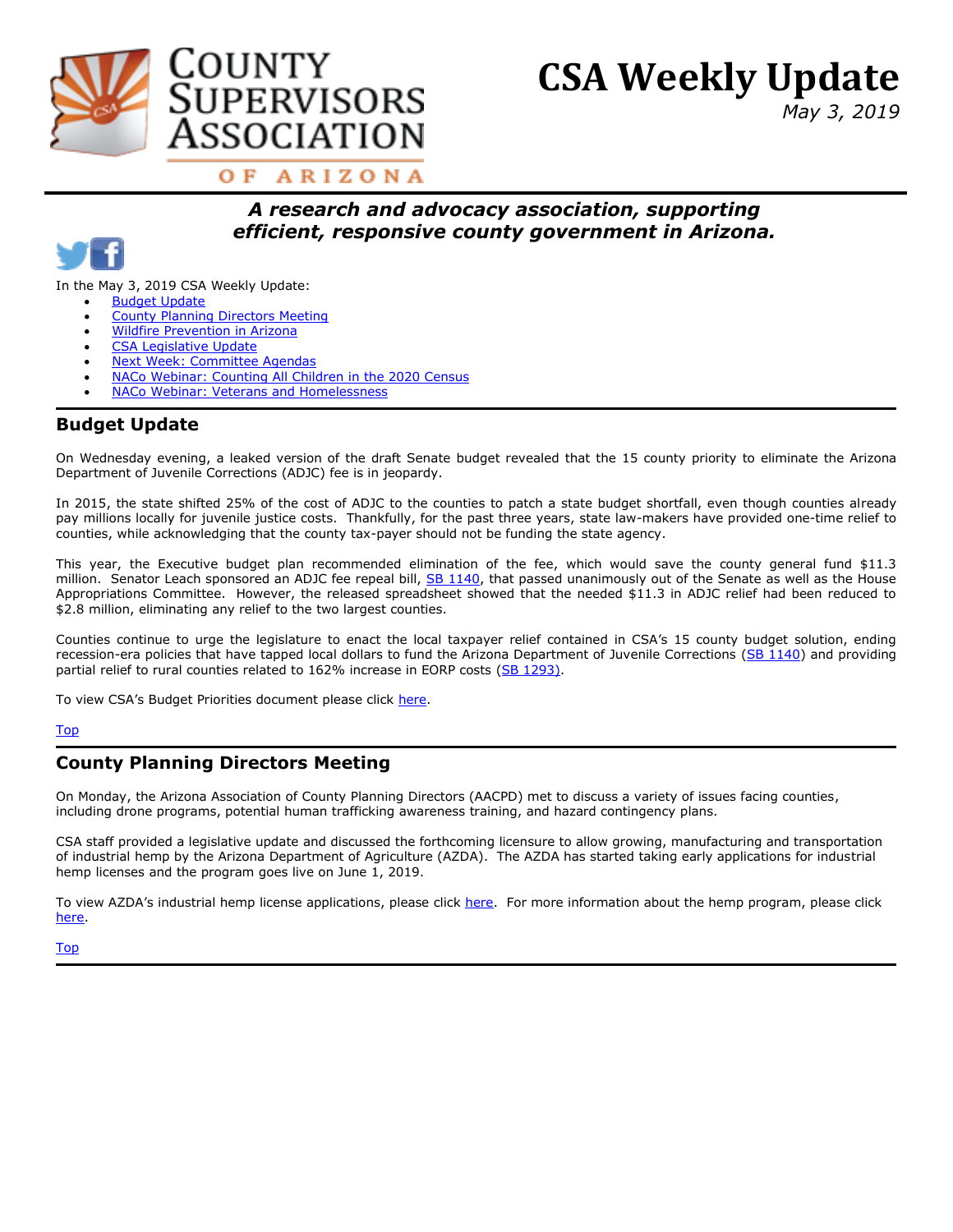# CSA Weekly Update

*May 3, 2019*

County Supervisors Association of Arizona

***A research and advocacy association, supporting efficient, responsive county government in Arizona.***

In the May 3, 2019 CSA Weekly Update:

- Budget Update
- County Planning Directors Meeting
- Wildfire Prevention in Arizona
- CSA Legislative Update
- Next Week: Committee Agendas
- NACo Webinar: Counting All Children in the 2020 Census
- NACo Webinar: Veterans and Homelessness

## Budget Update

On Wednesday evening, a leaked version of the draft Senate budget revealed that the 15 county priority to eliminate the Arizona Department of Juvenile Corrections (ADJC) fee is in jeopardy.

In 2015, the state shifted 25% of the cost of ADJC to the counties to patch a state budget shortfall, even though counties already pay millions locally for juvenile justice costs. Thankfully, for the past three years, state law-makers have provided one-time relief to counties, while acknowledging that the county tax-payer should not be funding the state agency.

This year, the Executive budget plan recommended elimination of the fee, which would save the county general fund $11.3 million. Senator Leach sponsored an ADJC fee repeal bill, SB 1140, that passed unanimously out of the Senate as well as the House Appropriations Committee. However, the released spreadsheet showed that the needed $11.3 in ADJC relief had been reduced to $2.8 million, eliminating any relief to the two largest counties.

Counties continue to urge the legislature to enact the local taxpayer relief contained in CSA's 15 county budget solution, ending recession-era policies that have tapped local dollars to fund the Arizona Department of Juvenile Corrections (SB 1140) and providing partial relief to rural counties related to 162% increase in EORP costs (SB 1293).

To view CSA's Budget Priorities document please click here.

Top

## County Planning Directors Meeting

On Monday, the Arizona Association of County Planning Directors (AACPD) met to discuss a variety of issues facing counties, including drone programs, potential human trafficking awareness training, and hazard contingency plans.

CSA staff provided a legislative update and discussed the forthcoming licensure to allow growing, manufacturing and transportation of industrial hemp by the Arizona Department of Agriculture (AZDA). The AZDA has started taking early applications for industrial hemp licenses and the program goes live on June 1, 2019.

To view AZDA's industrial hemp license applications, please click here. For more information about the hemp program, please click here.

Top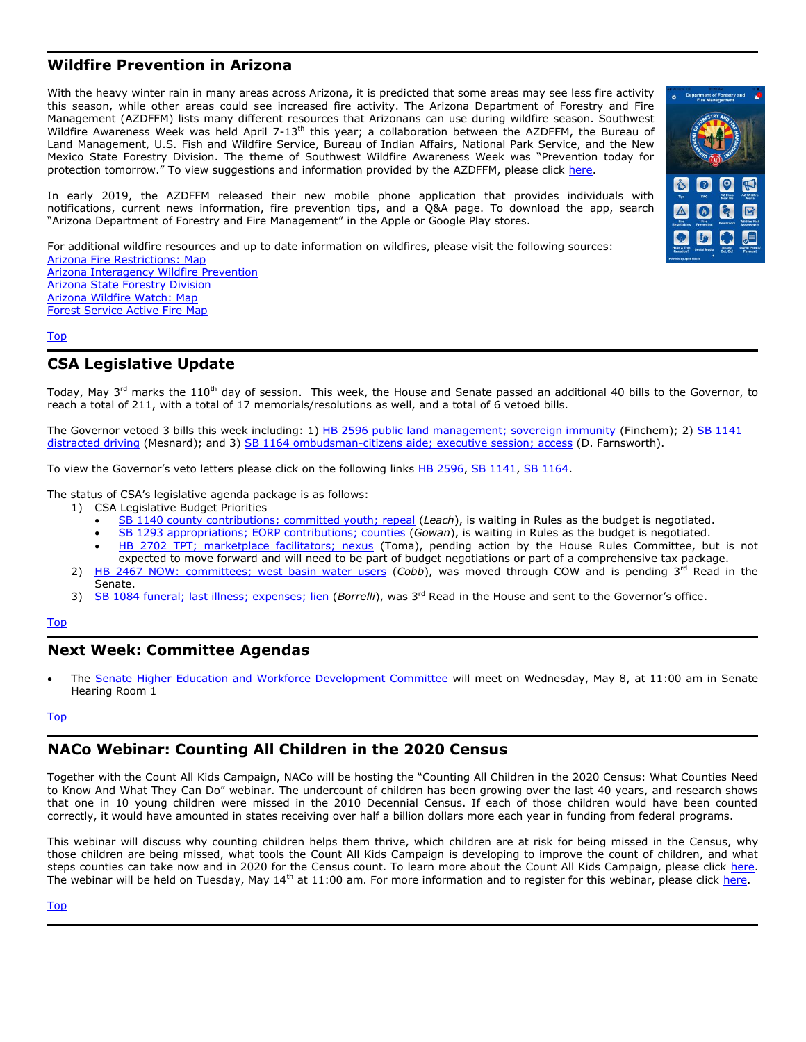## Wildfire Prevention in Arizona

With the heavy winter rain in many areas across Arizona, it is predicted that some areas may see less fire activity this season, while other areas could see increased fire activity. The Arizona Department of Forestry and Fire Management (AZDFFM) lists many different resources that Arizonans can use during wildfire season. Southwest Wildfire Awareness Week was held April 7-13th this year; a collaboration between the AZDFFM, the Bureau of Land Management, U.S. Fish and Wildfire Service, Bureau of Indian Affairs, National Park Service, and the New Mexico State Forestry Division. The theme of Southwest Wildfire Awareness Week was "Prevention today for protection tomorrow." To view suggestions and information provided by the AZDFFM, please click here.

In early 2019, the AZDFFM released their new mobile phone application that provides individuals with notifications, current news information, fire prevention tips, and a Q&A page. To download the app, search "Arizona Department of Forestry and Fire Management" in the Apple or Google Play stores.

For additional wildfire resources and up to date information on wildfires, please visit the following sources:
Arizona Fire Restrictions: Map
Arizona Interagency Wildfire Prevention
Arizona State Forestry Division
Arizona Wildfire Watch: Map
Forest Service Active Fire Map

Top

## CSA Legislative Update

Today, May 3rd marks the 110th day of session. This week, the House and Senate passed an additional 40 bills to the Governor, to reach a total of 211, with a total of 17 memorials/resolutions as well, and a total of 6 vetoed bills.

The Governor vetoed 3 bills this week including: 1) HB 2596 public land management; sovereign immunity (Finchem); 2) SB 1141 distracted driving (Mesnard); and 3) SB 1164 ombudsman-citizens aide; executive session; access (D. Farnsworth).

To view the Governor's veto letters please click on the following links HB 2596, SB 1141, SB 1164.

The status of CSA's legislative agenda package is as follows:

1) CSA Legislative Budget Priorities
   - SB 1140 county contributions; committed youth; repeal (*Leach*), is waiting in Rules as the budget is negotiated.
   - SB 1293 appropriations; EORP contributions; counties (*Gowan*), is waiting in Rules as the budget is negotiated.
   - HB 2702 TPT; marketplace facilitators; nexus (Toma), pending action by the House Rules Committee, but is not expected to move forward and will need to be part of budget negotiations or part of a comprehensive tax package.
2) HB 2467 NOW: committees; west basin water users (*Cobb*), was moved through COW and is pending 3rd Read in the Senate.
3) SB 1084 funeral; last illness; expenses; lien (*Borrelli*), was 3rd Read in the House and sent to the Governor's office.

Top

## Next Week: Committee Agendas

- The Senate Higher Education and Workforce Development Committee will meet on Wednesday, May 8, at 11:00 am in Senate Hearing Room 1

Top

## NACo Webinar: Counting All Children in the 2020 Census

Together with the Count All Kids Campaign, NACo will be hosting the "Counting All Children in the 2020 Census: What Counties Need to Know And What They Can Do" webinar. The undercount of children has been growing over the last 40 years, and research shows that one in 10 young children were missed in the 2010 Decennial Census. If each of those children would have been counted correctly, it would have amounted in states receiving over half a billion dollars more each year in funding from federal programs.

This webinar will discuss why counting children helps them thrive, which children are at risk for being missed in the Census, why those children are being missed, what tools the Count All Kids Campaign is developing to improve the count of children, and what steps counties can take now and in 2020 for the Census count. To learn more about the Count All Kids Campaign, please click here. The webinar will be held on Tuesday, May 14th at 11:00 am. For more information and to register for this webinar, please click here.

Top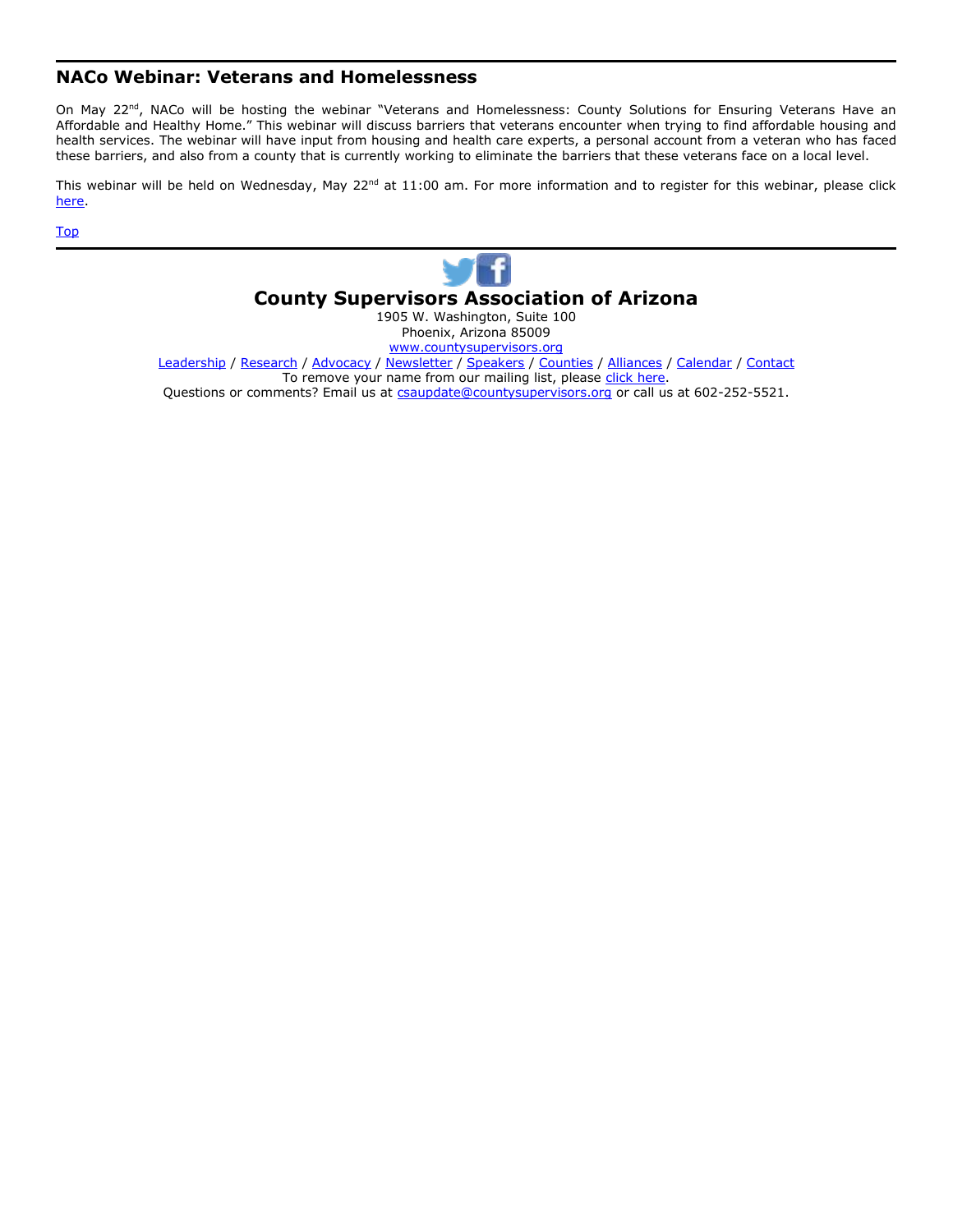## NACo Webinar: Veterans and Homelessness

On May 22nd, NACo will be hosting the webinar "Veterans and Homelessness: County Solutions for Ensuring Veterans Have an Affordable and Healthy Home." This webinar will discuss barriers that veterans encounter when trying to find affordable housing and health services. The webinar will have input from housing and health care experts, a personal account from a veteran who has faced these barriers, and also from a county that is currently working to eliminate the barriers that these veterans face on a local level.

This webinar will be held on Wednesday, May 22nd at 11:00 am. For more information and to register for this webinar, please click here.

Top

---

**County Supervisors Association of Arizona**

1905 W. Washington, Suite 100
Phoenix, Arizona 85009
www.countysupervisors.org

Leadership / Research / Advocacy / Newsletter / Speakers / Counties / Alliances / Calendar / Contact

To remove your name from our mailing list, please click here.

Questions or comments? Email us at csaupdate@countysupervisors.org or call us at 602-252-5521.